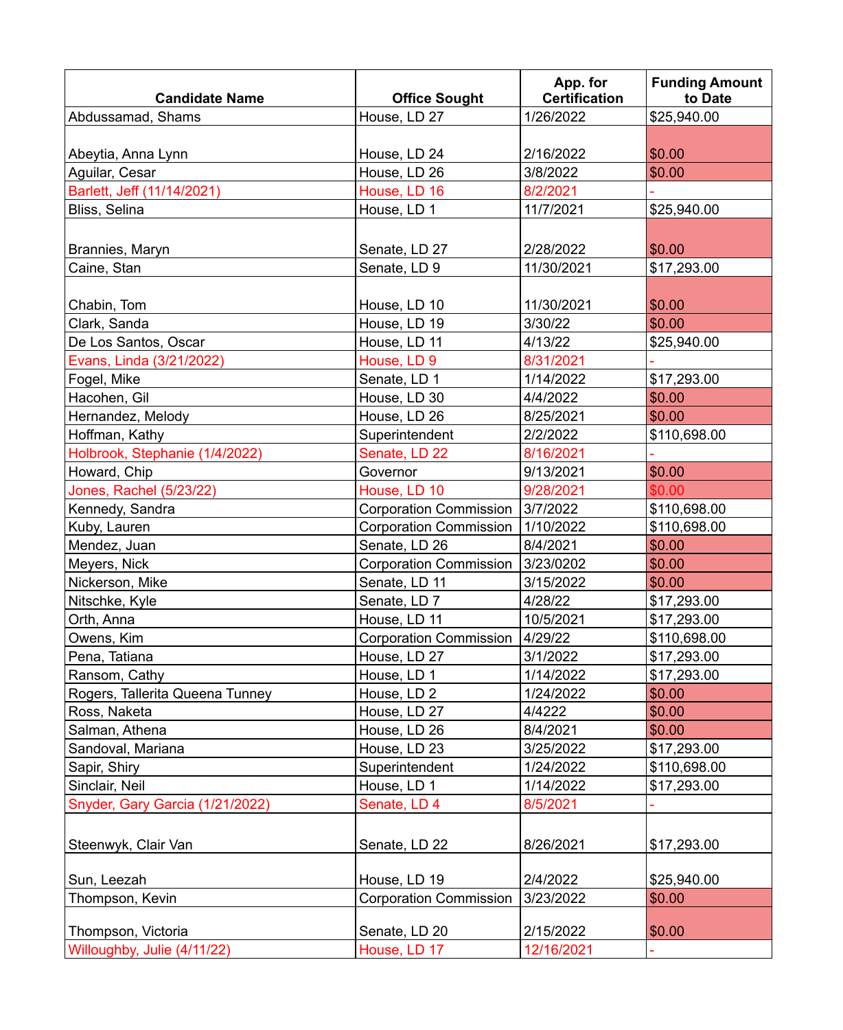| Candidate Name | Office Sought | App. for Certification | Funding Amount to Date |
|---|---|---|---|
| Abdussamad, Shams | House, LD 27 | 1/26/2022 | $25,940.00 |
| Abeytia, Anna Lynn | House, LD 24 | 2/16/2022 | $0.00 |
| Aguilar, Cesar | House, LD 26 | 3/8/2022 | $0.00 |
| Barlett, Jeff (11/14/2021) | House, LD 16 | 8/2/2021 | - |
| Bliss, Selina | House, LD 1 | 11/7/2021 | $25,940.00 |
| Brannies, Maryn | Senate, LD 27 | 2/28/2022 | $0.00 |
| Caine, Stan | Senate, LD 9 | 11/30/2021 | $17,293.00 |
| Chabin, Tom | House, LD 10 | 11/30/2021 | $0.00 |
| Clark, Sanda | House, LD 19 | 3/30/22 | $0.00 |
| De Los Santos, Oscar | House, LD 11 | 4/13/22 | $25,940.00 |
| Evans, Linda (3/21/2022) | House, LD 9 | 8/31/2021 | - |
| Fogel, Mike | Senate, LD 1 | 1/14/2022 | $17,293.00 |
| Hacohen, Gil | House, LD 30 | 4/4/2022 | $0.00 |
| Hernandez, Melody | House, LD 26 | 8/25/2021 | $0.00 |
| Hoffman, Kathy | Superintendent | 2/2/2022 | $110,698.00 |
| Holbrook, Stephanie (1/4/2022) | Senate, LD 22 | 8/16/2021 | - |
| Howard, Chip | Governor | 9/13/2021 | $0.00 |
| Jones, Rachel (5/23/22) | House, LD 10 | 9/28/2021 | $0.00 |
| Kennedy, Sandra | Corporation Commission | 3/7/2022 | $110,698.00 |
| Kuby, Lauren | Corporation Commission | 1/10/2022 | $110,698.00 |
| Mendez, Juan | Senate, LD 26 | 8/4/2021 | $0.00 |
| Meyers, Nick | Corporation Commission | 3/23/0202 | $0.00 |
| Nickerson, Mike | Senate, LD 11 | 3/15/2022 | $0.00 |
| Nitschke, Kyle | Senate, LD 7 | 4/28/22 | $17,293.00 |
| Orth, Anna | House, LD 11 | 10/5/2021 | $17,293.00 |
| Owens, Kim | Corporation Commission | 4/29/22 | $110,698.00 |
| Pena, Tatiana | House, LD 27 | 3/1/2022 | $17,293.00 |
| Ransom, Cathy | House, LD 1 | 1/14/2022 | $17,293.00 |
| Rogers, Tallerita Queena Tunney | House, LD 2 | 1/24/2022 | $0.00 |
| Ross, Naketa | House, LD 27 | 4/4222 | $0.00 |
| Salman, Athena | House, LD 26 | 8/4/2021 | $0.00 |
| Sandoval, Mariana | House, LD 23 | 3/25/2022 | $17,293.00 |
| Sapir, Shiry | Superintendent | 1/24/2022 | $110,698.00 |
| Sinclair, Neil | House, LD 1 | 1/14/2022 | $17,293.00 |
| Snyder, Gary Garcia (1/21/2022) | Senate, LD 4 | 8/5/2021 | - |
| Steenwyk, Clair Van | Senate, LD 22 | 8/26/2021 | $17,293.00 |
| Sun, Leezah | House, LD 19 | 2/4/2022 | $25,940.00 |
| Thompson, Kevin | Corporation Commission | 3/23/2022 | $0.00 |
| Thompson, Victoria | Senate, LD 20 | 2/15/2022 | $0.00 |
| Willoughby, Julie (4/11/22) | House, LD 17 | 12/16/2021 | - |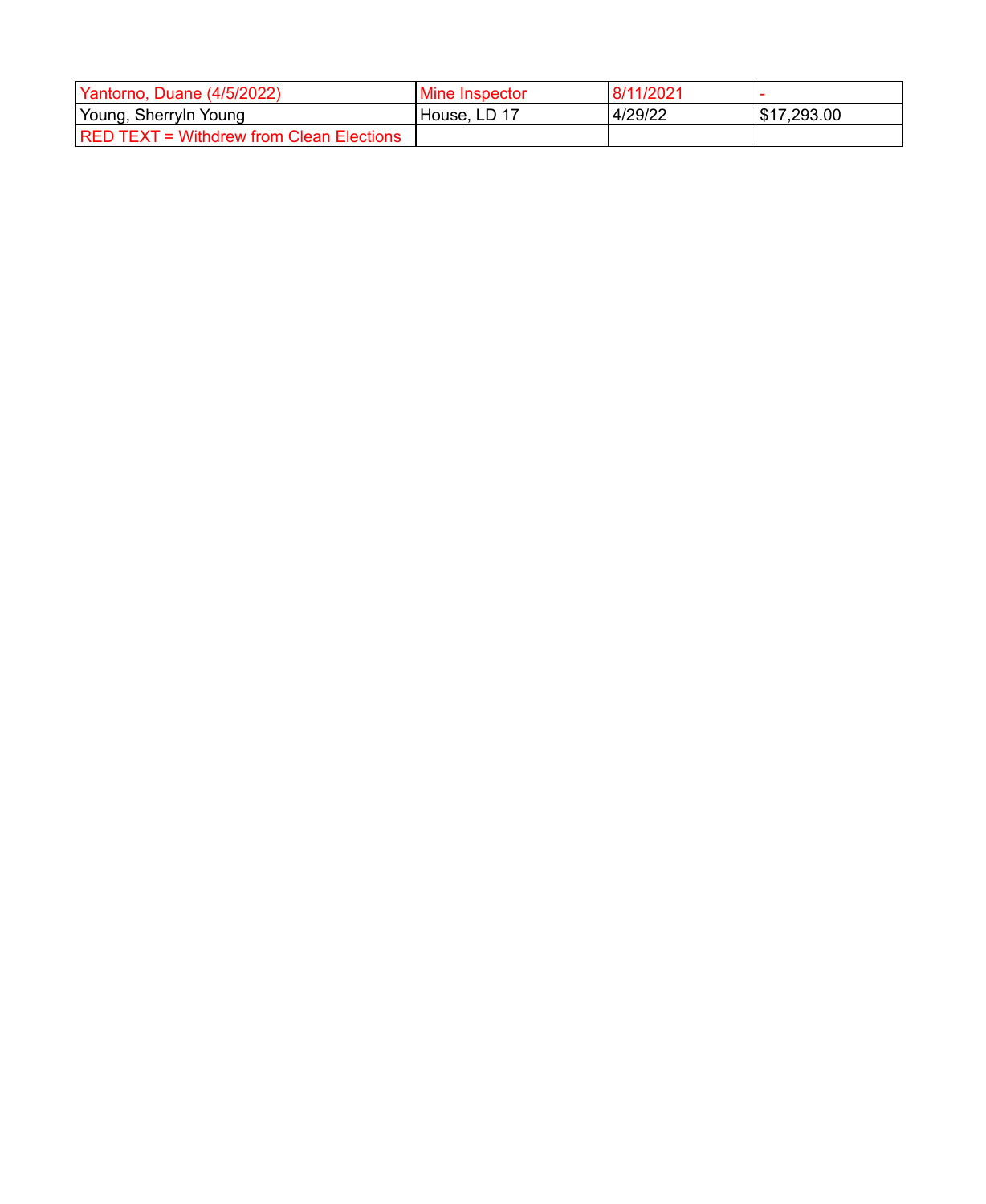| | | | |
|---|---|---|---|
| Yantorno, Duane (4/5/2022) | Mine Inspector | 8/11/2021 | - |
| Young, Sherryln Young | House, LD 17 | 4/29/22 | $17,293.00 |
| RED TEXT = Withdrew from Clean Elections | | | |